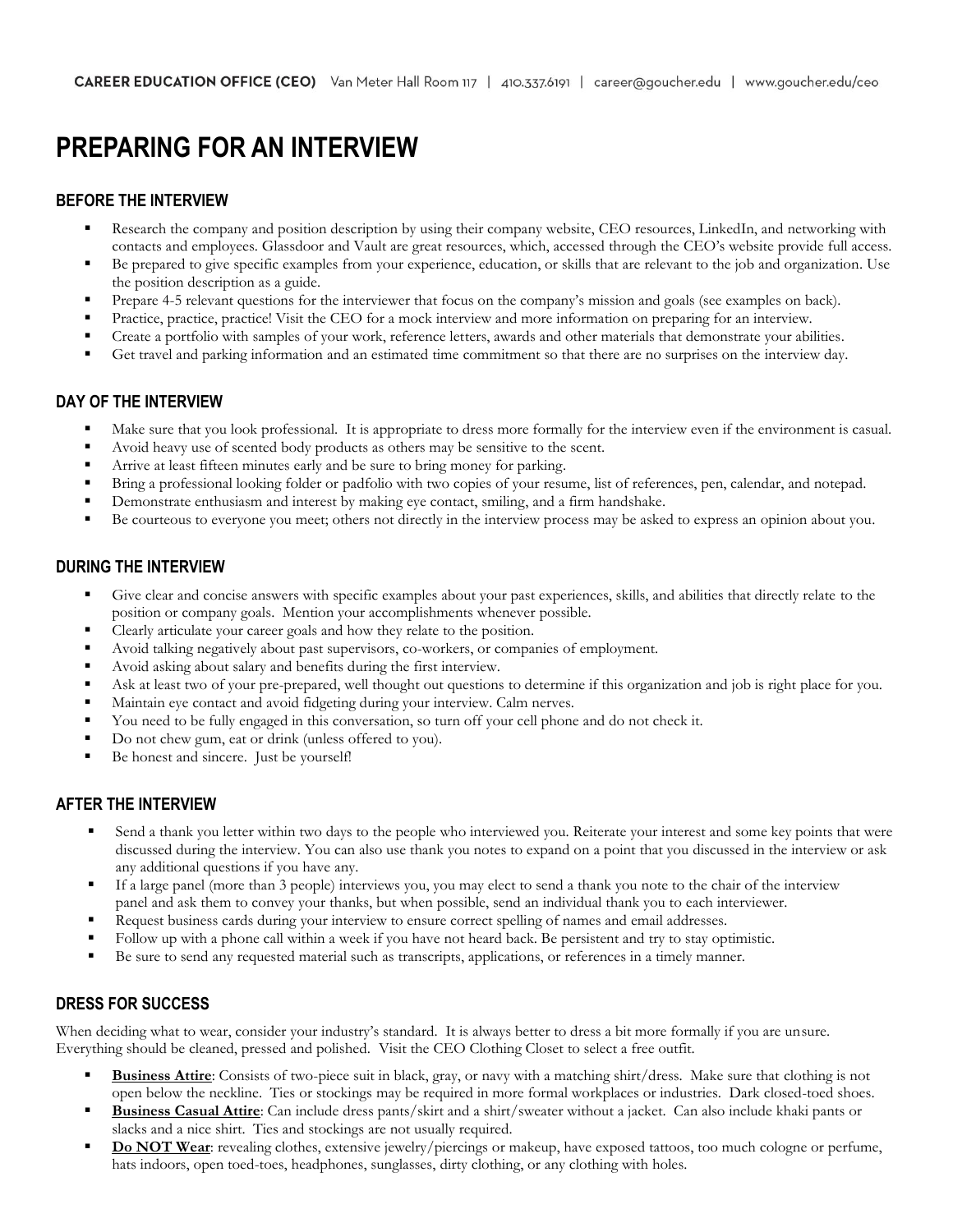CAREER EDUCATION OFFICE (CEO) Van Meter Hall Room 117 | 410.337.6191 | career@goucher.edu | www.goucher.edu/ceo

# PREPARING FOR AN INTERVIEW

## BEFORE THE INTERVIEW

- Research the company and position description by using their company website, CEO resources, LinkedIn, and networking with contacts and employees. Glassdoor and Vault are great resources, which, accessed through the CEO's website provide full access.
- Be prepared to give specific examples from your experience, education, or skills that are relevant to the job and organization. Use the position description as a guide.
- Prepare 4-5 relevant questions for the interviewer that focus on the company's mission and goals (see examples on back).
- Practice, practice, practice! Visit the CEO for a mock interview and more information on preparing for an interview.
- Create a portfolio with samples of your work, reference letters, awards and other materials that demonstrate your abilities.
- Get travel and parking information and an estimated time commitment so that there are no surprises on the interview day.

## DAY OF THE INTERVIEW

- Make sure that you look professional. It is appropriate to dress more formally for the interview even if the environment is casual.
- Avoid heavy use of scented body products as others may be sensitive to the scent.
- Arrive at least fifteen minutes early and be sure to bring money for parking.
- Bring a professional looking folder or padfolio with two copies of your resume, list of references, pen, calendar, and notepad.
- Demonstrate enthusiasm and interest by making eye contact, smiling, and a firm handshake.
- Be courteous to everyone you meet; others not directly in the interview process may be asked to express an opinion about you.

## DURING THE INTERVIEW

- Give clear and concise answers with specific examples about your past experiences, skills, and abilities that directly relate to the position or company goals. Mention your accomplishments whenever possible.
- Clearly articulate your career goals and how they relate to the position.
- Avoid talking negatively about past supervisors, co-workers, or companies of employment.
- Avoid asking about salary and benefits during the first interview.
- Ask at least two of your pre-prepared, well thought out questions to determine if this organization and job is right place for you.
- Maintain eye contact and avoid fidgeting during your interview. Calm nerves.
- You need to be fully engaged in this conversation, so turn off your cell phone and do not check it.
- Do not chew gum, eat or drink (unless offered to you).
- Be honest and sincere. Just be yourself!

## AFTER THE INTERVIEW

- Send a thank you letter within two days to the people who interviewed you. Reiterate your interest and some key points that were discussed during the interview. You can also use thank you notes to expand on a point that you discussed in the interview or ask any additional questions if you have any.
- If a large panel (more than 3 people) interviews you, you may elect to send a thank you note to the chair of the interview panel and ask them to convey your thanks, but when possible, send an individual thank you to each interviewer.
- Request business cards during your interview to ensure correct spelling of names and email addresses.
- Follow up with a phone call within a week if you have not heard back. Be persistent and try to stay optimistic.
- Be sure to send any requested material such as transcripts, applications, or references in a timely manner.

## DRESS FOR SUCCESS

When deciding what to wear, consider your industry's standard. It is always better to dress a bit more formally if you are unsure. Everything should be cleaned, pressed and polished. Visit the CEO Clothing Closet to select a free outfit.

- **Business Attire**: Consists of two-piece suit in black, gray, or navy with a matching shirt/dress. Make sure that clothing is not open below the neckline. Ties or stockings may be required in more formal workplaces or industries. Dark closed-toed shoes.
- **Business Casual Attire**: Can include dress pants/skirt and a shirt/sweater without a jacket. Can also include khaki pants or slacks and a nice shirt. Ties and stockings are not usually required.
- **Do NOT Wear**: revealing clothes, extensive jewelry/piercings or makeup, have exposed tattoos, too much cologne or perfume, hats indoors, open toed-toes, headphones, sunglasses, dirty clothing, or any clothing with holes.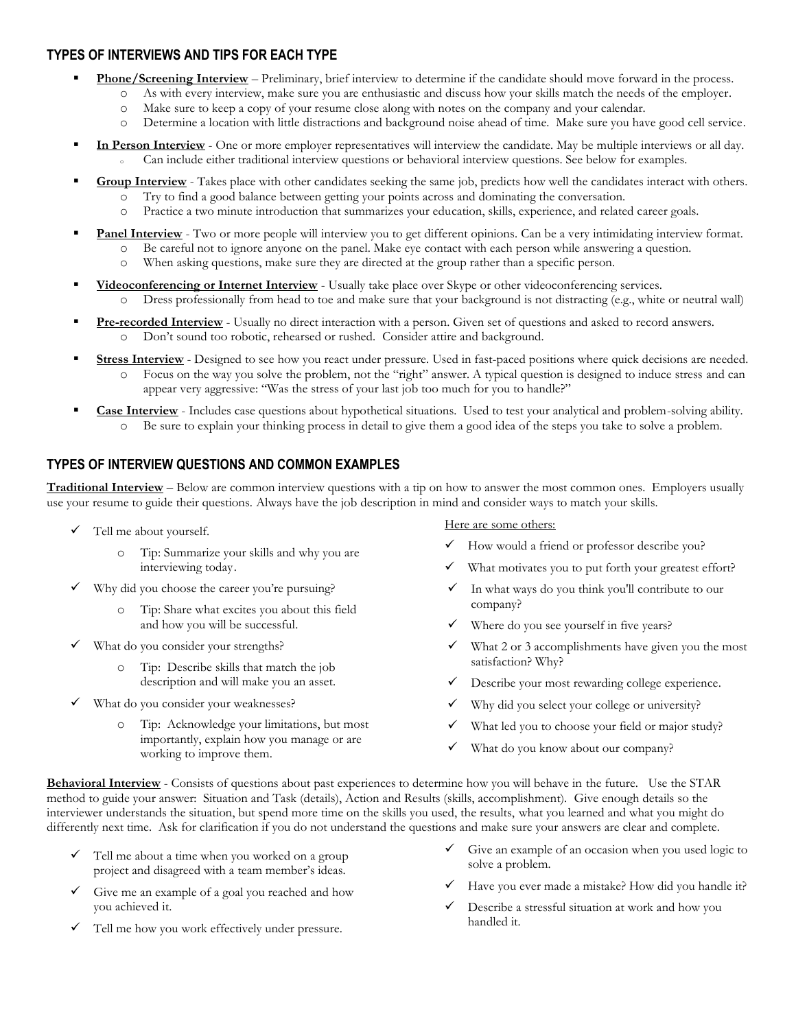## TYPES OF INTERVIEWS AND TIPS FOR EACH TYPE

- **Phone/Screening Interview** – Preliminary, brief interview to determine if the candidate should move forward in the process.
  - As with every interview, make sure you are enthusiastic and discuss how your skills match the needs of the employer.
  - Make sure to keep a copy of your resume close along with notes on the company and your calendar.
  - Determine a location with little distractions and background noise ahead of time. Make sure you have good cell service.
- **In Person Interview** - One or more employer representatives will interview the candidate. May be multiple interviews or all day.
  - Can include either traditional interview questions or behavioral interview questions. See below for examples.
- **Group Interview** - Takes place with other candidates seeking the same job, predicts how well the candidates interact with others.
  - Try to find a good balance between getting your points across and dominating the conversation.
  - Practice a two minute introduction that summarizes your education, skills, experience, and related career goals.
- **Panel Interview** - Two or more people will interview you to get different opinions. Can be a very intimidating interview format.
  - Be careful not to ignore anyone on the panel. Make eye contact with each person while answering a question.
  - When asking questions, make sure they are directed at the group rather than a specific person.
- **Videoconferencing or Internet Interview** - Usually take place over Skype or other videoconferencing services.
  - Dress professionally from head to toe and make sure that your background is not distracting (e.g., white or neutral wall)
- **Pre-recorded Interview** - Usually no direct interaction with a person. Given set of questions and asked to record answers.
  - Don't sound too robotic, rehearsed or rushed. Consider attire and background.
- **Stress Interview** - Designed to see how you react under pressure. Used in fast-paced positions where quick decisions are needed.
  - Focus on the way you solve the problem, not the "right" answer. A typical question is designed to induce stress and can appear very aggressive: "Was the stress of your last job too much for you to handle?"
- **Case Interview** - Includes case questions about hypothetical situations. Used to test your analytical and problem-solving ability.
  - Be sure to explain your thinking process in detail to give them a good idea of the steps you take to solve a problem.

## TYPES OF INTERVIEW QUESTIONS AND COMMON EXAMPLES

**Traditional Interview** – Below are common interview questions with a tip on how to answer the most common ones. Employers usually use your resume to guide their questions. Always have the job description in mind and consider ways to match your skills.

- ✓ Tell me about yourself.
  - Tip: Summarize your skills and why you are interviewing today.
- ✓ Why did you choose the career you're pursuing?
  - Tip: Share what excites you about this field and how you will be successful.
- ✓ What do you consider your strengths?
  - Tip: Describe skills that match the job description and will make you an asset.
- ✓ What do you consider your weaknesses?
  - Tip: Acknowledge your limitations, but most importantly, explain how you manage or are working to improve them.

Here are some others:

- ✓ How would a friend or professor describe you?
- ✓ What motivates you to put forth your greatest effort?
- ✓ In what ways do you think you'll contribute to our company?
- ✓ Where do you see yourself in five years?
- ✓ What 2 or 3 accomplishments have given you the most satisfaction? Why?
- ✓ Describe your most rewarding college experience.
- ✓ Why did you select your college or university?
- ✓ What led you to choose your field or major study?
- ✓ What do you know about our company?

**Behavioral Interview** - Consists of questions about past experiences to determine how you will behave in the future. Use the STAR method to guide your answer: Situation and Task (details), Action and Results (skills, accomplishment). Give enough details so the interviewer understands the situation, but spend more time on the skills you used, the results, what you learned and what you might do differently next time. Ask for clarification if you do not understand the questions and make sure your answers are clear and complete.

- ✓ Tell me about a time when you worked on a group project and disagreed with a team member's ideas.
- ✓ Give me an example of a goal you reached and how you achieved it.
- ✓ Tell me how you work effectively under pressure.
- ✓ Give an example of an occasion when you used logic to solve a problem.
- ✓ Have you ever made a mistake? How did you handle it?
- ✓ Describe a stressful situation at work and how you handled it.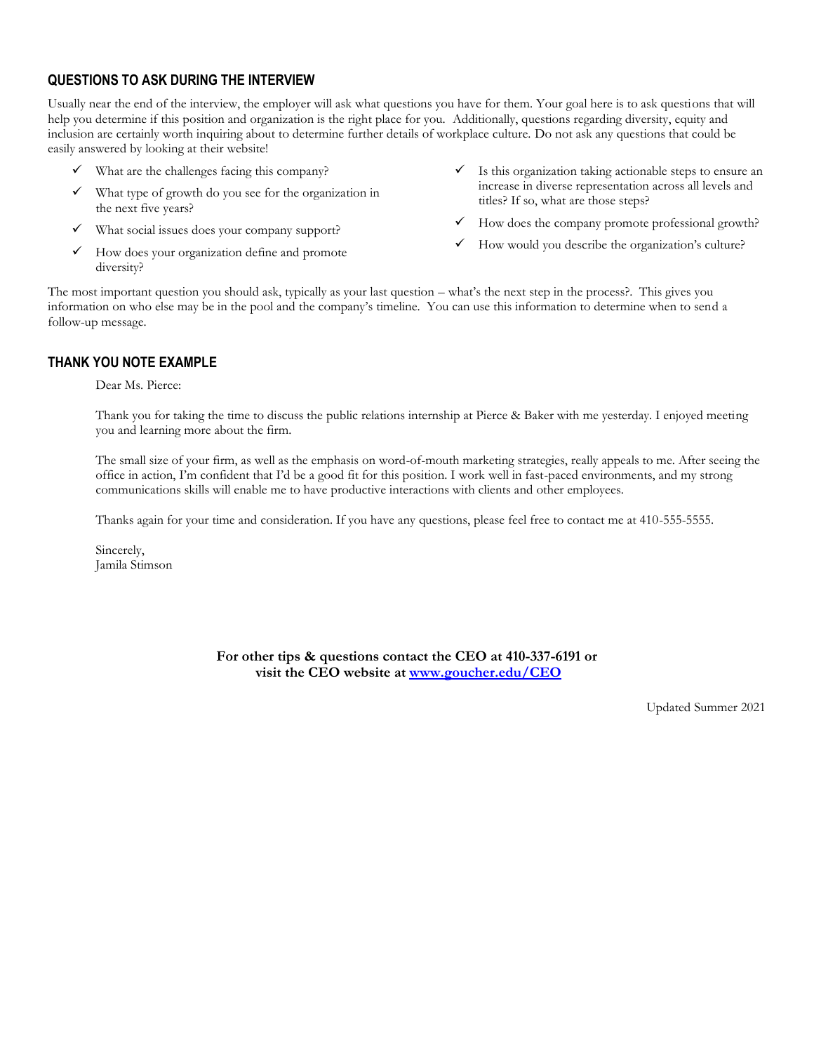## QUESTIONS TO ASK DURING THE INTERVIEW

Usually near the end of the interview, the employer will ask what questions you have for them. Your goal here is to ask questions that will help you determine if this position and organization is the right place for you. Additionally, questions regarding diversity, equity and inclusion are certainly worth inquiring about to determine further details of workplace culture. Do not ask any questions that could be easily answered by looking at their website!

- ✓ What are the challenges facing this company?
- ✓ What type of growth do you see for the organization in the next five years?
- ✓ What social issues does your company support?
- ✓ How does your organization define and promote diversity?
- ✓ Is this organization taking actionable steps to ensure an increase in diverse representation across all levels and titles? If so, what are those steps?
- ✓ How does the company promote professional growth?
- ✓ How would you describe the organization's culture?

The most important question you should ask, typically as your last question – what's the next step in the process?. This gives you information on who else may be in the pool and the company's timeline. You can use this information to determine when to send a follow-up message.

## THANK YOU NOTE EXAMPLE

Dear Ms. Pierce:

Thank you for taking the time to discuss the public relations internship at Pierce & Baker with me yesterday. I enjoyed meeting you and learning more about the firm.

The small size of your firm, as well as the emphasis on word-of-mouth marketing strategies, really appeals to me. After seeing the office in action, I'm confident that I'd be a good fit for this position. I work well in fast-paced environments, and my strong communications skills will enable me to have productive interactions with clients and other employees.

Thanks again for your time and consideration. If you have any questions, please feel free to contact me at 410-555-5555.

Sincerely,
Jamila Stimson

**For other tips & questions contact the CEO at 410-337-6191 or visit the CEO website at [www.goucher.edu/CEO](www.goucher.edu/CEO)**

Updated Summer 2021